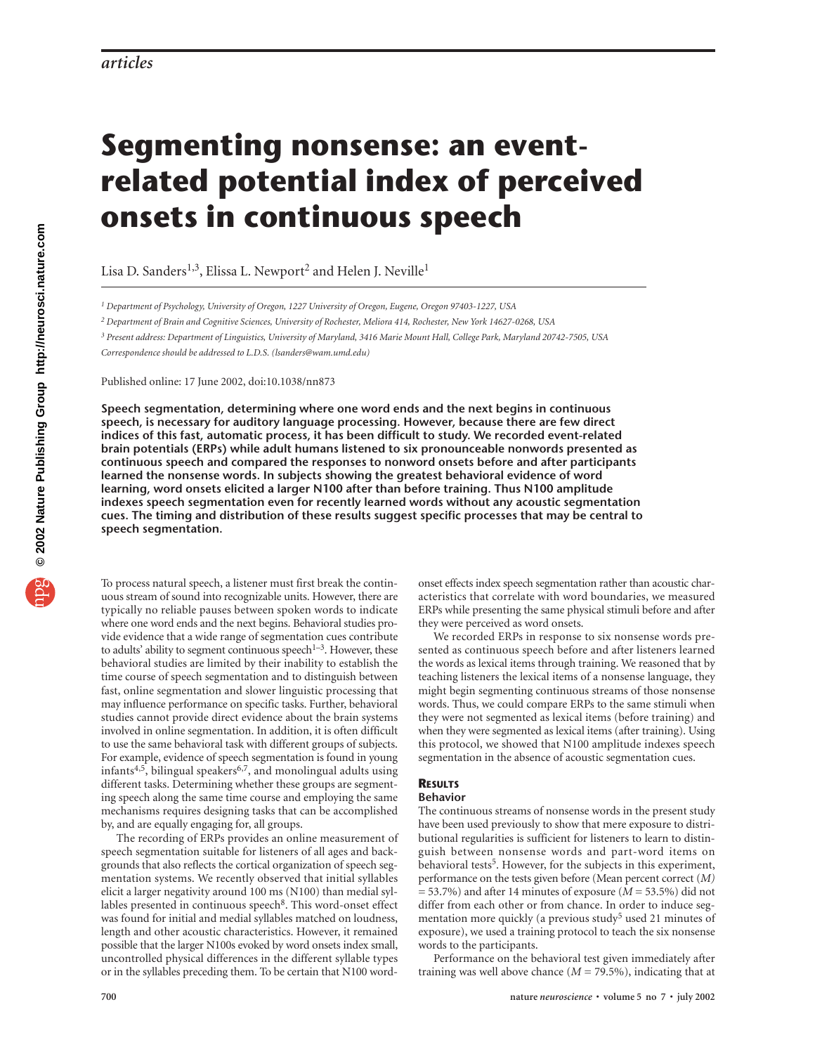# Segmenting nonsense: an event-related potential index of perceived onsets in continuous speech

Lisa D. Sanders[1,3], Elissa L. Newport[2] and Helen J. Neville[1]

[1] *Department of Psychology, University of Oregon, 1227 University of Oregon, Eugene, Oregon 97403-1227, USA*

[2] *Department of Brain and Cognitive Sciences, University of Rochester, Meliora 414, Rochester, New York 14627-0268, USA*

[3] *Present address: Department of Linguistics, University of Maryland, 3416 Marie Mount Hall, College Park, Maryland 20742-7505, USA*

*Correspondence should be addressed to L.D.S. (lsanders@wam.umd.edu)*

Published online: 17 June 2002, doi:10.1038/nn873

**Speech segmentation, determining where one word ends and the next begins in continuous speech, is necessary for auditory language processing. However, because there are few direct indices of this fast, automatic process, it has been difficult to study. We recorded event-related brain potentials (ERPs) while adult humans listened to six pronounceable nonwords presented as continuous speech and compared the responses to nonword onsets before and after participants learned the nonsense words. In subjects showing the greatest behavioral evidence of word learning, word onsets elicited a larger N100 after than before training. Thus N100 amplitude indexes speech segmentation even for recently learned words without any acoustic segmentation cues. The timing and distribution of these results suggest specific processes that may be central to speech segmentation.**

To process natural speech, a listener must first break the continuous stream of sound into recognizable units. However, there are typically no reliable pauses between spoken words to indicate where one word ends and the next begins. Behavioral studies provide evidence that a wide range of segmentation cues contribute to adults' ability to segment continuous speech[1–3]. However, these behavioral studies are limited by their inability to establish the time course of speech segmentation and to distinguish between fast, online segmentation and slower linguistic processing that may influence performance on specific tasks. Further, behavioral studies cannot provide direct evidence about the brain systems involved in online segmentation. In addition, it is often difficult to use the same behavioral task with different groups of subjects. For example, evidence of speech segmentation is found in young infants[4,5], bilingual speakers[6,7], and monolingual adults using different tasks. Determining whether these groups are segmenting speech along the same time course and employing the same mechanisms requires designing tasks that can be accomplished by, and are equally engaging for, all groups.

The recording of ERPs provides an online measurement of speech segmentation suitable for listeners of all ages and backgrounds that also reflects the cortical organization of speech segmentation systems. We recently observed that initial syllables elicit a larger negativity around 100 ms (N100) than medial syllables presented in continuous speech[8]. This word-onset effect was found for initial and medial syllables matched on loudness, length and other acoustic characteristics. However, it remained possible that the larger N100s evoked by word onsets index small, uncontrolled physical differences in the different syllable types or in the syllables preceding them. To be certain that N100 word-onset effects index speech segmentation rather than acoustic characteristics that correlate with word boundaries, we measured ERPs while presenting the same physical stimuli before and after they were perceived as word onsets.

We recorded ERPs in response to six nonsense words presented as continuous speech before and after listeners learned the words as lexical items through training. We reasoned that by teaching listeners the lexical items of a nonsense language, they might begin segmenting continuous streams of those nonsense words. Thus, we could compare ERPs to the same stimuli when they were not segmented as lexical items (before training) and when they were segmented as lexical items (after training). Using this protocol, we showed that N100 amplitude indexes speech segmentation in the absence of acoustic segmentation cues.

## Results

### Behavior

The continuous streams of nonsense words in the present study have been used previously to show that mere exposure to distributional regularities is sufficient for listeners to learn to distinguish between nonsense words and part-word items on behavioral tests[5]. However, for the subjects in this experiment, performance on the tests given before (Mean percent correct ($M$) = 53.7%) and after 14 minutes of exposure ($M$ = 53.5%) did not differ from each other or from chance. In order to induce segmentation more quickly (a previous study[5] used 21 minutes of exposure), we used a training protocol to teach the six nonsense words to the participants.

Performance on the behavioral test given immediately after training was well above chance ($M$ = 79.5%), indicating that at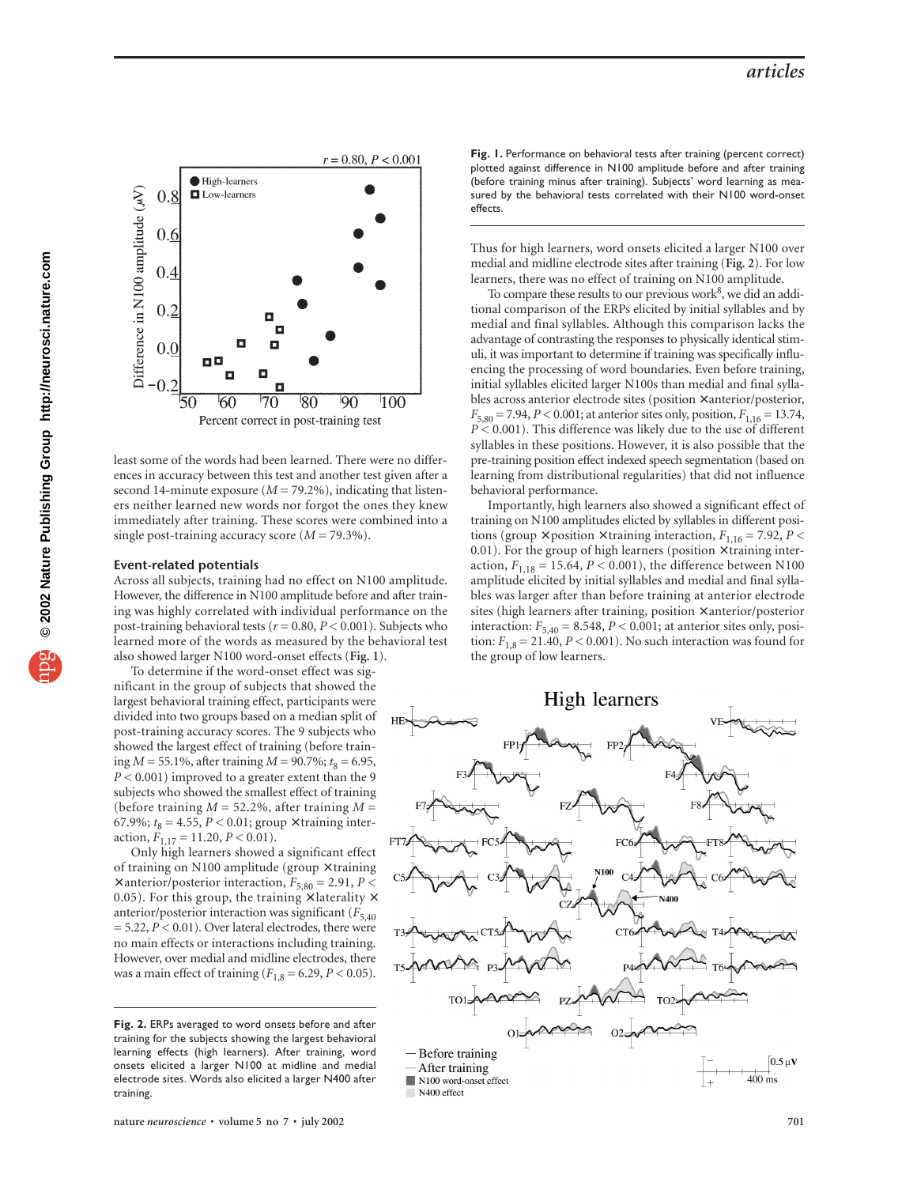Fig. 1. Performance on behavioral tests after training (percent correct) plotted against difference in N100 amplitude before and after training (before training minus after training). Subjects' word learning as measured by the behavioral tests correlated with their N100 word-onset effects.

least some of the words had been learned. There were no differences in accuracy between this test and another test given after a second 14-minute exposure ($M = 79.2\%$), indicating that listeners neither learned new words nor forgot the ones they knew immediately after training. These scores were combined into a single post-training accuracy score ($M = 79.3\%$).

### Event-related potentials

Across all subjects, training had no effect on N100 amplitude. However, the difference in N100 amplitude before and after training was highly correlated with individual performance on the post-training behavioral tests ($r = 0.80$, $P < 0.001$). Subjects who learned more of the words as measured by the behavioral test also showed larger N100 word-onset effects (**Fig. 1**).

To determine if the word-onset effect was significant in the group of subjects that showed the largest behavioral training effect, participants were divided into two groups based on a median split of post-training accuracy scores. The 9 subjects who showed the largest effect of training (before training $M = 55.1\%$, after training $M = 90.7\%$; $t_8 = 6.95$, $P < 0.001$) improved to a greater extent than the 9 subjects who showed the smallest effect of training (before training $M = 52.2\%$, after training $M = 67.9\%$; $t_8 = 4.55$, $P < 0.01$; group × training interaction, $F_{1,17} = 11.20$, $P < 0.01$).

Only high learners showed a significant effect of training on N100 amplitude (group × training × anterior/posterior interaction, $F_{5,80} = 2.91$, $P < 0.05$). For this group, the training × laterality × anterior/posterior interaction was significant ($F_{5,40} = 5.22$, $P < 0.01$). Over lateral electrodes, there were no main effects or interactions including training. However, over medial and midline electrodes, there was a main effect of training ($F_{1,8} = 6.29$, $P < 0.05$). Thus for high learners, word onsets elicited a larger N100 over medial and midline electrode sites after training (**Fig. 2**). For low learners, there was no effect of training on N100 amplitude.

To compare these results to our previous work[8], we did an additional comparison of the ERPs elicited by initial syllables and by medial and final syllables. Although this comparison lacks the advantage of contrasting the responses to physically identical stimuli, it was important to determine if training was specifically influencing the processing of word boundaries. Even before training, initial syllables elicited larger N100s than medial and final syllables across anterior electrode sites (position × anterior/posterior, $F_{5,80} = 7.94$, $P < 0.001$; at anterior sites only, position, $F_{1,16} = 13.74$, $P < 0.001$). This difference was likely due to the use of different syllables in these positions. However, it is also possible that the pre-training position effect indexed speech segmentation (based on learning from distributional regularities) that did not influence behavioral performance.

Importantly, high learners also showed a significant effect of training on N100 amplitudes elicted by syllables in different positions (group × position × training interaction, $F_{1,16} = 7.92$, $P < 0.01$). For the group of high learners (position × training interaction, $F_{1,18} = 15.64$, $P < 0.001$), the difference between N100 amplitude elicited by initial syllables and medial and final syllables was larger after than before training at anterior electrode sites (high learners after training, position × anterior/posterior interaction: $F_{5,40} = 8.548$, $P < 0.001$; at anterior sites only, position: $F_{1,8} = 21.40$, $P < 0.001$). No such interaction was found for the group of low learners.

Fig. 2. ERPs averaged to word onsets before and after training for the subjects showing the largest behavioral learning effects (high learners). After training, word onsets elicited a larger N100 at midline and medial electrode sites. Words also elicited a larger N400 after training.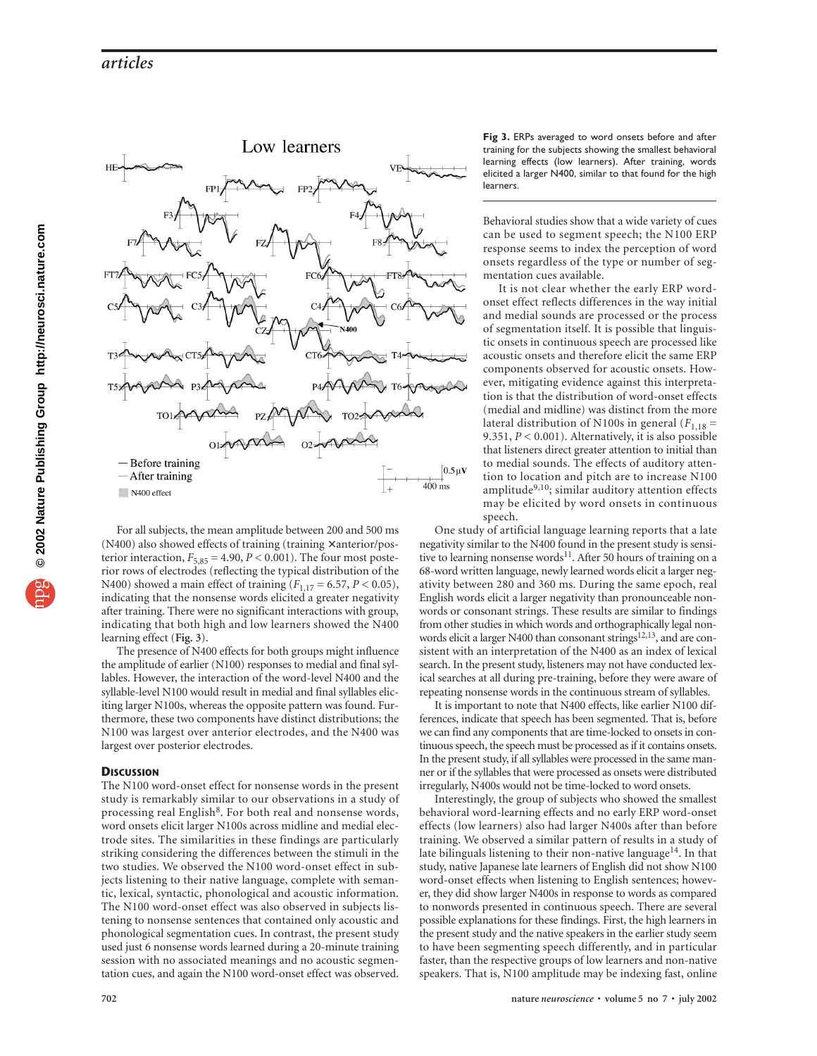**Fig 3.** ERPs averaged to word onsets before and after training for the subjects showing the smallest behavioral learning effects (low learners). After training, words elicited a larger N400, similar to that found for the high learners.

For all subjects, the mean amplitude between 200 and 500 ms (N400) also showed effects of training (training × anterior/posterior interaction, $F_{5,85} = 4.90$, $P < 0.001$). The four most posterior rows of electrodes (reflecting the typical distribution of the N400) showed a main effect of training ($F_{1,17} = 6.57$, $P < 0.05$), indicating that the nonsense words elicited a greater negativity after training. There were no significant interactions with group, indicating that both high and low learners showed the N400 learning effect (**Fig. 3**).

The presence of N400 effects for both groups might influence the amplitude of earlier (N100) responses to medial and final syllables. However, the interaction of the word-level N400 and the syllable-level N100 would result in medial and final syllables eliciting larger N100s, whereas the opposite pattern was found. Furthermore, these two components have distinct distributions; the N100 was largest over anterior electrodes, and the N400 was largest over posterior electrodes.

## Discussion

The N100 word-onset effect for nonsense words in the present study is remarkably similar to our observations in a study of processing real English[8]. For both real and nonsense words, word onsets elicit larger N100s across midline and medial electrode sites. The similarities in these findings are particularly striking considering the differences between the stimuli in the two studies. We observed the N100 word-onset effect in subjects listening to their native language, complete with semantic, lexical, syntactic, phonological and acoustic information. The N100 word-onset effect was also observed in subjects listening to nonsense sentences that contained only acoustic and phonological segmentation cues. In contrast, the present study used just 6 nonsense words learned during a 20-minute training session with no associated meanings and no acoustic segmentation cues, and again the N100 word-onset effect was observed. Behavioral studies show that a wide variety of cues can be used to segment speech; the N100 ERP response seems to index the perception of word onsets regardless of the type or number of segmentation cues available.

It is not clear whether the early ERP word-onset effect reflects differences in the way initial and medial sounds are processed or the process of segmentation itself. It is possible that linguistic onsets in continuous speech are processed like acoustic onsets and therefore elicit the same ERP components observed for acoustic onsets. However, mitigating evidence against this interpretation is that the distribution of word-onset effects (medial and midline) was distinct from the more lateral distribution of N100s in general ($F_{1,18} = 9.351$, $P < 0.001$). Alternatively, it is also possible that listeners direct greater attention to initial than to medial sounds. The effects of auditory attention to location and pitch are to increase N100 amplitude[9,10]; similar auditory attention effects may be elicited by word onsets in continuous speech.

One study of artificial language learning reports that a late negativity similar to the N400 found in the present study is sensitive to learning nonsense words[11]. After 50 hours of training on a 68-word written language, newly learned words elicit a larger negativity between 280 and 360 ms. During the same epoch, real English words elicit a larger negativity than pronounceable nonwords or consonant strings. These results are similar to findings from other studies in which words and orthographically legal nonwords elicit a larger N400 than consonant strings[12,13], and are consistent with an interpretation of the N400 as an index of lexical search. In the present study, listeners may not have conducted lexical searches at all during pre-training, before they were aware of repeating nonsense words in the continuous stream of syllables.

It is important to note that N400 effects, like earlier N100 differences, indicate that speech has been segmented. That is, before we can find any components that are time-locked to onsets in continuous speech, the speech must be processed as if it contains onsets. In the present study, if all syllables were processed in the same manner or if the syllables that were processed as onsets were distributed irregularly, N400s would not be time-locked to word onsets.

Interestingly, the group of subjects who showed the smallest behavioral word-learning effects and no early ERP word-onset effects (low learners) also had larger N400s after than before training. We observed a similar pattern of results in a study of late bilinguals listening to their non-native language[14]. In that study, native Japanese late learners of English did not show N100 word-onset effects when listening to English sentences; however, they did show larger N400s in response to words as compared to nonwords presented in continuous speech. There are several possible explanations for these findings. First, the high learners in the present study and the native speakers in the earlier study seem to have been segmenting speech differently, and in particular faster, than the respective groups of low learners and non-native speakers. That is, N100 amplitude may be indexing fast, online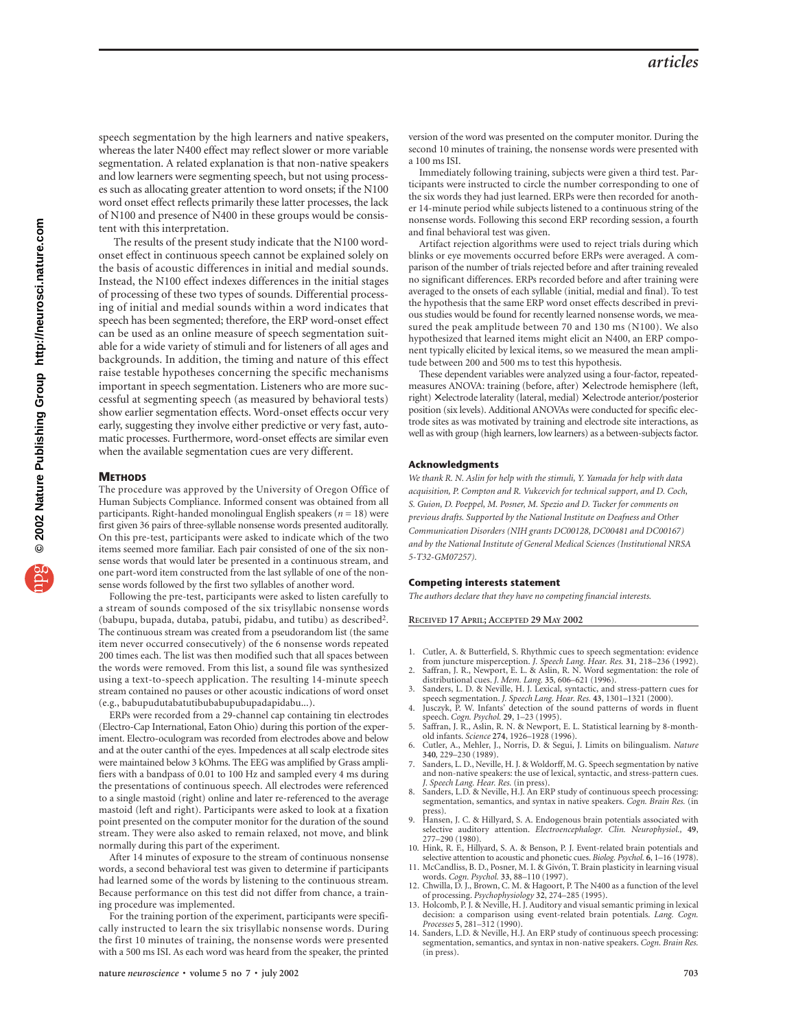speech segmentation by the high learners and native speakers, whereas the later N400 effect may reflect slower or more variable segmentation. A related explanation is that non-native speakers and low learners were segmenting speech, but not using processes such as allocating greater attention to word onsets; if the N100 word onset effect reflects primarily these latter processes, the lack of N100 and presence of N400 in these groups would be consistent with this interpretation.

The results of the present study indicate that the N100 word-onset effect in continuous speech cannot be explained solely on the basis of acoustic differences in initial and medial sounds. Instead, the N100 effect indexes differences in the initial stages of processing of these two types of sounds. Differential processing of initial and medial sounds within a word indicates that speech has been segmented; therefore, the ERP word-onset effect can be used as an online measure of speech segmentation suitable for a wide variety of stimuli and for listeners of all ages and backgrounds. In addition, the timing and nature of this effect raise testable hypotheses concerning the specific mechanisms important in speech segmentation. Listeners who are more successful at segmenting speech (as measured by behavioral tests) show earlier segmentation effects. Word-onset effects occur very early, suggesting they involve either predictive or very fast, automatic processes. Furthermore, word-onset effects are similar even when the available segmentation cues are very different.

## Methods

The procedure was approved by the University of Oregon Office of Human Subjects Compliance. Informed consent was obtained from all participants. Right-handed monolingual English speakers ($n = 18$) were first given 36 pairs of three-syllable nonsense words presented auditorally. On this pre-test, participants were asked to indicate which of the two items seemed more familiar. Each pair consisted of one of the six nonsense words that would later be presented in a continuous stream, and one part-word item constructed from the last syllable of one of the nonsense words followed by the first two syllables of another word.

Following the pre-test, participants were asked to listen carefully to a stream of sounds composed of the six trisyllabic nonsense words (babupu, bupada, dutaba, patubi, pidabu, and tutibu) as described[2]. The continuous stream was created from a pseudorandom list (the same item never occurred consecutively) of the 6 nonsense words repeated 200 times each. The list was then modified such that all spaces between the words were removed. From this list, a sound file was synthesized using a text-to-speech application. The resulting 14-minute speech stream contained no pauses or other acoustic indications of word onset (e.g., babupudutabatutibubabupubupadapidabu...).

ERPs were recorded from a 29-channel cap containing tin electrodes (Electro-Cap International, Eaton Ohio) during this portion of the experiment. Electro-oculogram was recorded from electrodes above and below and at the outer canthi of the eyes. Impedences at all scalp electrode sites were maintained below 3 kOhms. The EEG was amplified by Grass amplifiers with a bandpass of 0.01 to 100 Hz and sampled every 4 ms during the presentations of continuous speech. All electrodes were referenced to a single mastoid (right) online and later re-referenced to the average mastoid (left and right). Participants were asked to look at a fixation point presented on the computer monitor for the duration of the sound stream. They were also asked to remain relaxed, not move, and blink normally during this part of the experiment.

After 14 minutes of exposure to the stream of continuous nonsense words, a second behavioral test was given to determine if participants had learned some of the words by listening to the continuous stream. Because performance on this test did not differ from chance, a training procedure was implemented.

For the training portion of the experiment, participants were specifically instructed to learn the six trisyllabic nonsense words. During the first 10 minutes of training, the nonsense words were presented with a 500 ms ISI. As each word was heard from the speaker, the printed version of the word was presented on the computer monitor. During the second 10 minutes of training, the nonsense words were presented with a 100 ms ISI.

Immediately following training, subjects were given a third test. Participants were instructed to circle the number corresponding to one of the six words they had just learned. ERPs were then recorded for another 14-minute period while subjects listened to a continuous string of the nonsense words. Following this second ERP recording session, a fourth and final behavioral test was given.

Artifact rejection algorithms were used to reject trials during which blinks or eye movements occurred before ERPs were averaged. A comparison of the number of trials rejected before and after training revealed no significant differences. ERPs recorded before and after training were averaged to the onsets of each syllable (initial, medial and final). To test the hypothesis that the same ERP word onset effects described in previous studies would be found for recently learned nonsense words, we measured the peak amplitude between 70 and 130 ms (N100). We also hypothesized that learned items might elicit an N400, an ERP component typically elicited by lexical items, so we measured the mean amplitude between 200 and 500 ms to test this hypothesis.

These dependent variables were analyzed using a four-factor, repeated-measures ANOVA: training (before, after) × electrode hemisphere (left, right) × electrode laterality (lateral, medial) × electrode anterior/posterior position (six levels). Additional ANOVAs were conducted for specific electrode sites as motivated by training and electrode site interactions, as well as with group (high learners, low learners) as a between-subjects factor.

### Acknowledgments

*We thank R. N. Aslin for help with the stimuli, Y. Yamada for help with data acquisition, P. Compton and R. Vukcevich for technical support, and D. Coch, S. Guion, D. Poeppel, M. Posner, M. Spezio and D. Tucker for comments on previous drafts. Supported by the National Institute on Deafness and Other Communication Disorders (NIH grants DC00128, DC00481 and DC00167) and by the National Institute of General Medical Sciences (Institutional NRSA 5-T32-GM07257).*

### Competing interests statement

*The authors declare that they have no competing financial interests.*

RECEIVED 17 APRIL; ACCEPTED 29 MAY 2002

1. Cutler, A. & Butterfield, S. Rhythmic cues to speech segmentation: evidence from juncture misperception. *J. Speech Lang. Hear. Res.* **31**, 218–236 (1992).
2. Saffran, J. R., Newport, E. L. & Aslin, R. N. Word segmentation: the role of distributional cues. *J. Mem. Lang.* **35**, 606–621 (1996).
3. Sanders, L. D. & Neville, H. J. Lexical, syntactic, and stress-pattern cues for speech segmentation. *J. Speech Lang. Hear. Res.* **43**, 1301–1321 (2000).
4. Jusczyk, P. W. Infants' detection of the sound patterns of words in fluent speech. *Cogn. Psychol.* **29**, 1–23 (1995).
5. Saffran, J. R., Aslin, R. N. & Newport, E. L. Statistical learning by 8-month-old infants. *Science* **274**, 1926–1928 (1996).
6. Cutler, A., Mehler, J., Norris, D. & Segui, J. Limits on bilingualism. *Nature* **340**, 229–230 (1989).
7. Sanders, L. D., Neville, H. J. & Woldorff, M. G. Speech segmentation by native and non-native speakers: the use of lexical, syntactic, and stress-pattern cues. *J. Speech Lang. Hear. Res.* (in press).
8. Sanders, L.D. & Neville, H.J. An ERP study of continuous speech processing: segmentation, semantics, and syntax in native speakers. *Cogn. Brain Res.* (in press).
9. Hansen, J. C. & Hillyard, S. A. Endogenous brain potentials associated with selective auditory attention. *Electroencephalogr. Clin. Neurophysiol.*, **49**, 277–290 (1980).
10. Hink, R. F., Hillyard, S. A. & Benson, P. J. Event-related brain potentials and selective attention to acoustic and phonetic cues. *Biolog. Psychol.* **6**, 1–16 (1978).
11. McCandliss, B. D., Posner, M. I. & Givón, T. Brain plasticity in learning visual words. *Cogn. Psychol.* **33**, 88–110 (1997).
12. Chwilla, D. J., Brown, C. M. & Hagoort, P. The N400 as a function of the level of processing. *Psychophysiology* **32**, 274–285 (1995).
13. Holcomb, P. J. & Neville, H. J. Auditory and visual semantic priming in lexical decision: a comparison using event-related brain potentials. *Lang. Cogn. Processes* **5**, 281–312 (1990).
14. Sanders, L.D. & Neville, H.J. An ERP study of continuous speech processing: segmentation, semantics, and syntax in non-native speakers. *Cogn. Brain Res.* (in press).